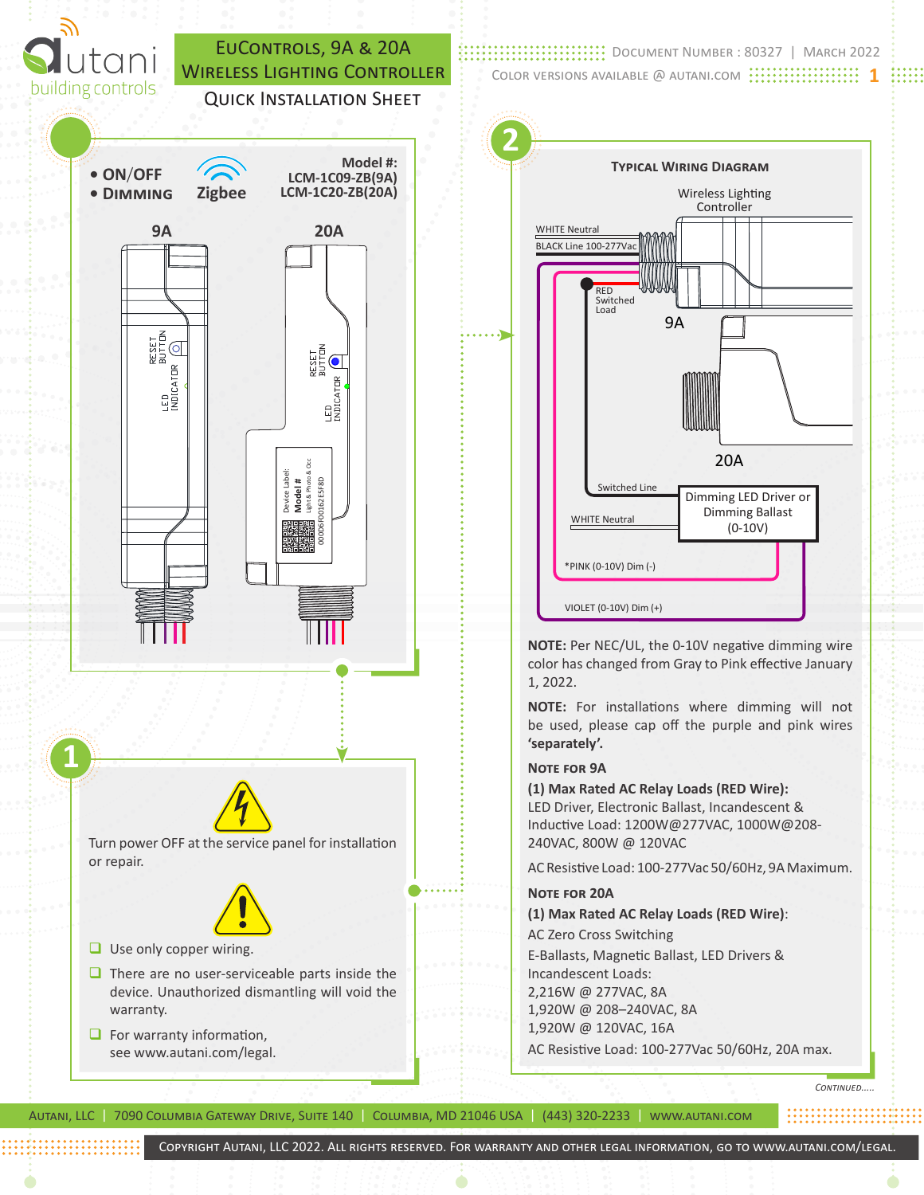# EuControls, 9A & 20A Wireless Lighting Controller

## Quick Installation Sheet

Document Number : 80327 | March 2022

Color versions available @ autani.com

- ON/OFF
- Dimming

Zigbee

Model #:
LCM-1C09-ZB(9A)
LCM-1C20-ZB(20A)

9A

20A

RESET BUTTON

LED INDICATOR

## 1

Turn power OFF at the service panel for installation or repair.

- Use only copper wiring.
- There are no user-serviceable parts inside the device. Unauthorized dismantling will void the warranty.
- For warranty information, see www.autani.com/legal.

## 2

### Typical Wiring Diagram

Wireless Lighting Controller

WHITE Neutral

BLACK Line 100-277Vac

RED Switched Load

9A

20A

Switched Line

WHITE Neutral

Dimming LED Driver or Dimming Ballast (0-10V)

*PINK (0-10V) Dim (-)

VIOLET (0-10V) Dim (+)

**NOTE:** Per NEC/UL, the 0-10V negative dimming wire color has changed from Gray to Pink effective January 1, 2022.

**NOTE:** For installations where dimming will not be used, please cap off the purple and pink wires **'separately'.**

### Note for 9A

**(1) Max Rated AC Relay Loads (RED Wire):**
LED Driver, Electronic Ballast, Incandescent & Inductive Load: 1200W@277VAC, 1000W@208-240VAC, 800W @ 120VAC

AC Resistive Load: 100-277Vac 50/60Hz, 9A Maximum.

### Note for 20A

**(1) Max Rated AC Relay Loads (RED Wire)**:
AC Zero Cross Switching

E-Ballasts, Magnetic Ballast, LED Drivers & Incandescent Loads:
2,216W @ 277VAC, 8A
1,920W @ 208–240VAC, 8A
1,920W @ 120VAC, 16A

AC Resistive Load: 100-277Vac 50/60Hz, 20A max.

*Continued.....*

Autani, LLC | 7090 Columbia Gateway Drive, Suite 140 | Columbia, MD 21046 USA | (443) 320-2233 | www.autani.com

Copyright Autani, LLC 2022. All rights reserved. For warranty and other legal information, go to www.autani.com/legal.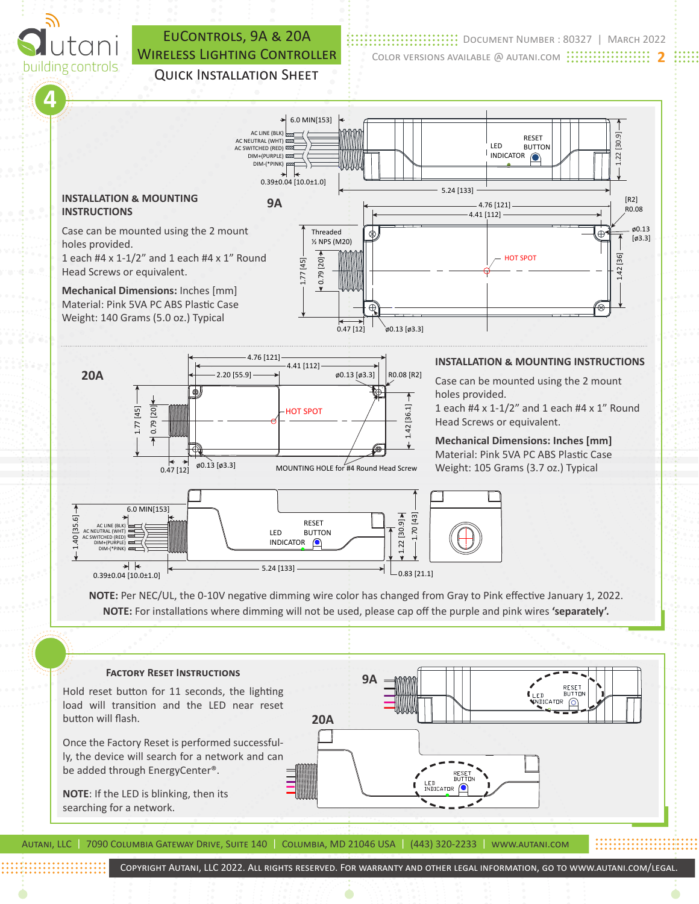autani building controls

EuControls, 9A & 20A Wireless Lighting Controller

Quick Installation Sheet

Document Number : 80327 | March 2022

Color versions available @ autani.com

## 4

6.0 MIN[153]
AC LINE (BLK)
AC NEUTRAL (WHT)
AC SWITCHED (RED)
DIM+(PURPLE)
DIM-(*PINK)
0.39±0.04 [10.0±1.0]
LED INDICATOR
RESET BUTTON
1.22 [30.9]
5.24 [133]

### INSTALLATION & MOUNTING INSTRUCTIONS

**9A**

Case can be mounted using the 2 mount holes provided.
1 each #4 x 1-1/2" and 1 each #4 x 1" Round Head Screws or equivalent.

**Mechanical Dimensions:** Inches [mm]
Material: Pink 5VA PC ABS Plastic Case
Weight: 140 Grams (5.0 oz.) Typical

4.76 [121]
4.41 [112]
[R2] R0.08
ø0.13 [ø3.3]
Threaded ½ NPS (M20)
1.77 [45]
0.79 [20]
HOT SPOT
1.42 [36]
0.47 [12]
ø0.13 [ø3.3]

**20A**

4.76 [121]
4.41 [112]
2.20 [55.9]
ø0.13 [ø3.3]
R0.08 [R2]
1.77 [45]
0.79 [20]
HOT SPOT
1.42 [36.1]
0.47 [12]
ø0.13 [ø3.3]
MOUNTING HOLE for #4 Round Head Screw

### INSTALLATION & MOUNTING INSTRUCTIONS

Case can be mounted using the 2 mount holes provided.
1 each #4 x 1-1/2" and 1 each #4 x 1" Round Head Screws or equivalent.

**Mechanical Dimensions: Inches [mm]**
Material: Pink 5VA PC ABS Plastic Case
Weight: 105 Grams (3.7 oz.) Typical

6.0 MIN[153]
1.40 [35.6]
AC LINE (BLK)
AC NEUTRAL (WHT)
AC SWITCHED (RED)
DIM+(PURPLE)
DIM-(*PINK)
RESET BUTTON
LED INDICATOR
1.22 [30.9]
1.70 [43]
0.39±0.04 [10.0±1.0]
5.24 [133]
0.83 [21.1]

**NOTE:** Per NEC/UL, the 0-10V negative dimming wire color has changed from Gray to Pink effective January 1, 2022.
**NOTE:** For installations where dimming will not be used, please cap off the purple and pink wires **'separately'.**

### Factory Reset Instructions

Hold reset button for 11 seconds, the lighting load will transition and the LED near reset button will flash.

Once the Factory Reset is performed successfully, the device will search for a network and can be added through EnergyCenter®.

**NOTE**: If the LED is blinking, then its searching for a network.

9A
LED INDICATOR
RESET BUTTON

20A
LED INDICATOR
RESET BUTTON

Autani, LLC | 7090 Columbia Gateway Drive, Suite 140 | Columbia, MD 21046 USA | (443) 320-2233 | www.autani.com

Copyright Autani, LLC 2022. All rights reserved. For warranty and other legal information, go to www.autani.com/legal.